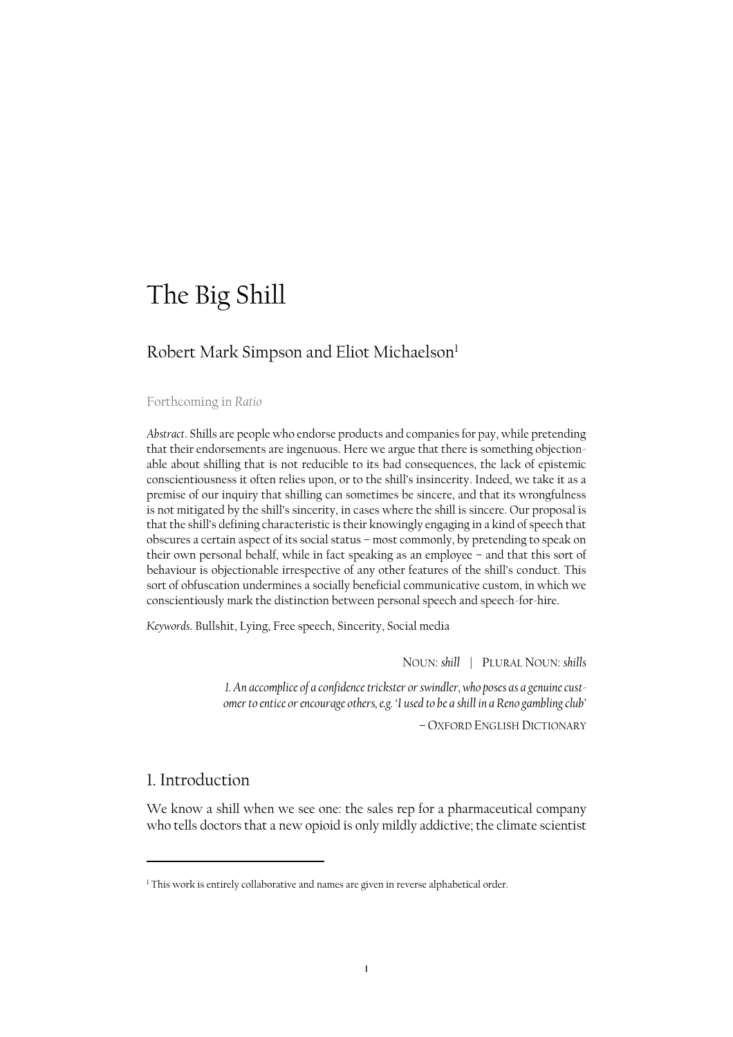# The Big Shill

## Robert Mark Simpson and Eliot Michaelson[1]

Forthcoming in *Ratio*

*Abstract*. Shills are people who endorse products and companies for pay, while pretending that their endorsements are ingenuous. Here we argue that there is something objectionable about shilling that is not reducible to its bad consequences, the lack of epistemic conscientiousness it often relies upon, or to the shill's insincerity. Indeed, we take it as a premise of our inquiry that shilling can sometimes be sincere, and that its wrongfulness is not mitigated by the shill's sincerity, in cases where the shill is sincere. Our proposal is that the shill's defining characteristic is their knowingly engaging in a kind of speech that obscures a certain aspect of its social status – most commonly, by pretending to speak on their own personal behalf, while in fact speaking as an employee – and that this sort of behaviour is objectionable irrespective of any other features of the shill's conduct. This sort of obfuscation undermines a socially beneficial communicative custom, in which we conscientiously mark the distinction between personal speech and speech-for-hire.

*Keywords*. Bullshit, Lying, Free speech, Sincerity, Social media

NOUN: *shill* | PLURAL NOUN: *shills*

> *1. An accomplice of a confidence trickster or swindler, who poses as a genuine customer to entice or encourage others, e.g. 'I used to be a shill in a Reno gambling club'*
>
> – OXFORD ENGLISH DICTIONARY

## 1. Introduction

We know a shill when we see one: the sales rep for a pharmaceutical company who tells doctors that a new opioid is only mildly addictive; the climate scientist

---

[1] This work is entirely collaborative and names are given in reverse alphabetical order.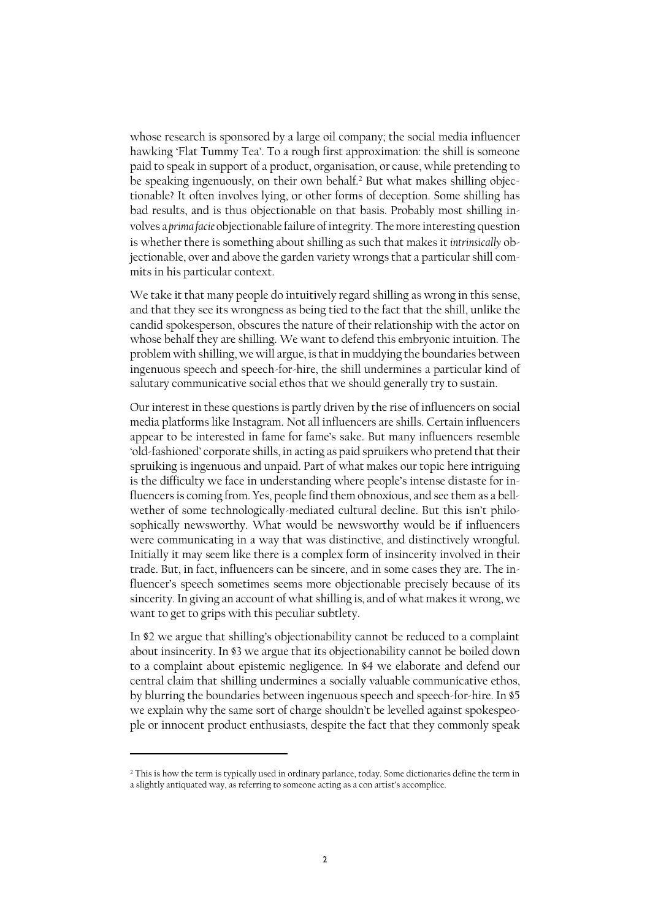whose research is sponsored by a large oil company; the social media influencer hawking 'Flat Tummy Tea'. To a rough first approximation: the shill is someone paid to speak in support of a product, organisation, or cause, while pretending to be speaking ingenuously, on their own behalf.[2] But what makes shilling objectionable? It often involves lying, or other forms of deception. Some shilling has bad results, and is thus objectionable on that basis. Probably most shilling involves a *prima facie* objectionable failure of integrity. The more interesting question is whether there is something about shilling as such that makes it *intrinsically* objectionable, over and above the garden variety wrongs that a particular shill commits in his particular context.

We take it that many people do intuitively regard shilling as wrong in this sense, and that they see its wrongness as being tied to the fact that the shill, unlike the candid spokesperson, obscures the nature of their relationship with the actor on whose behalf they are shilling. We want to defend this embryonic intuition. The problem with shilling, we will argue, is that in muddying the boundaries between ingenuous speech and speech-for-hire, the shill undermines a particular kind of salutary communicative social ethos that we should generally try to sustain.

Our interest in these questions is partly driven by the rise of influencers on social media platforms like Instagram. Not all influencers are shills. Certain influencers appear to be interested in fame for fame's sake. But many influencers resemble 'old-fashioned' corporate shills, in acting as paid spruikers who pretend that their spruiking is ingenuous and unpaid. Part of what makes our topic here intriguing is the difficulty we face in understanding where people's intense distaste for influencers is coming from. Yes, people find them obnoxious, and see them as a bellwether of some technologically-mediated cultural decline. But this isn't philosophically newsworthy. What would be newsworthy would be if influencers were communicating in a way that was distinctive, and distinctively wrongful. Initially it may seem like there is a complex form of insincerity involved in their trade. But, in fact, influencers can be sincere, and in some cases they are. The influencer's speech sometimes seems more objectionable precisely because of its sincerity. In giving an account of what shilling is, and of what makes it wrong, we want to get to grips with this peculiar subtlety.

In §2 we argue that shilling's objectionability cannot be reduced to a complaint about insincerity. In §3 we argue that its objectionability cannot be boiled down to a complaint about epistemic negligence. In §4 we elaborate and defend our central claim that shilling undermines a socially valuable communicative ethos, by blurring the boundaries between ingenuous speech and speech-for-hire. In §5 we explain why the same sort of charge shouldn't be levelled against spokespeople or innocent product enthusiasts, despite the fact that they commonly speak

[2] This is how the term is typically used in ordinary parlance, today. Some dictionaries define the term in a slightly antiquated way, as referring to someone acting as a con artist's accomplice.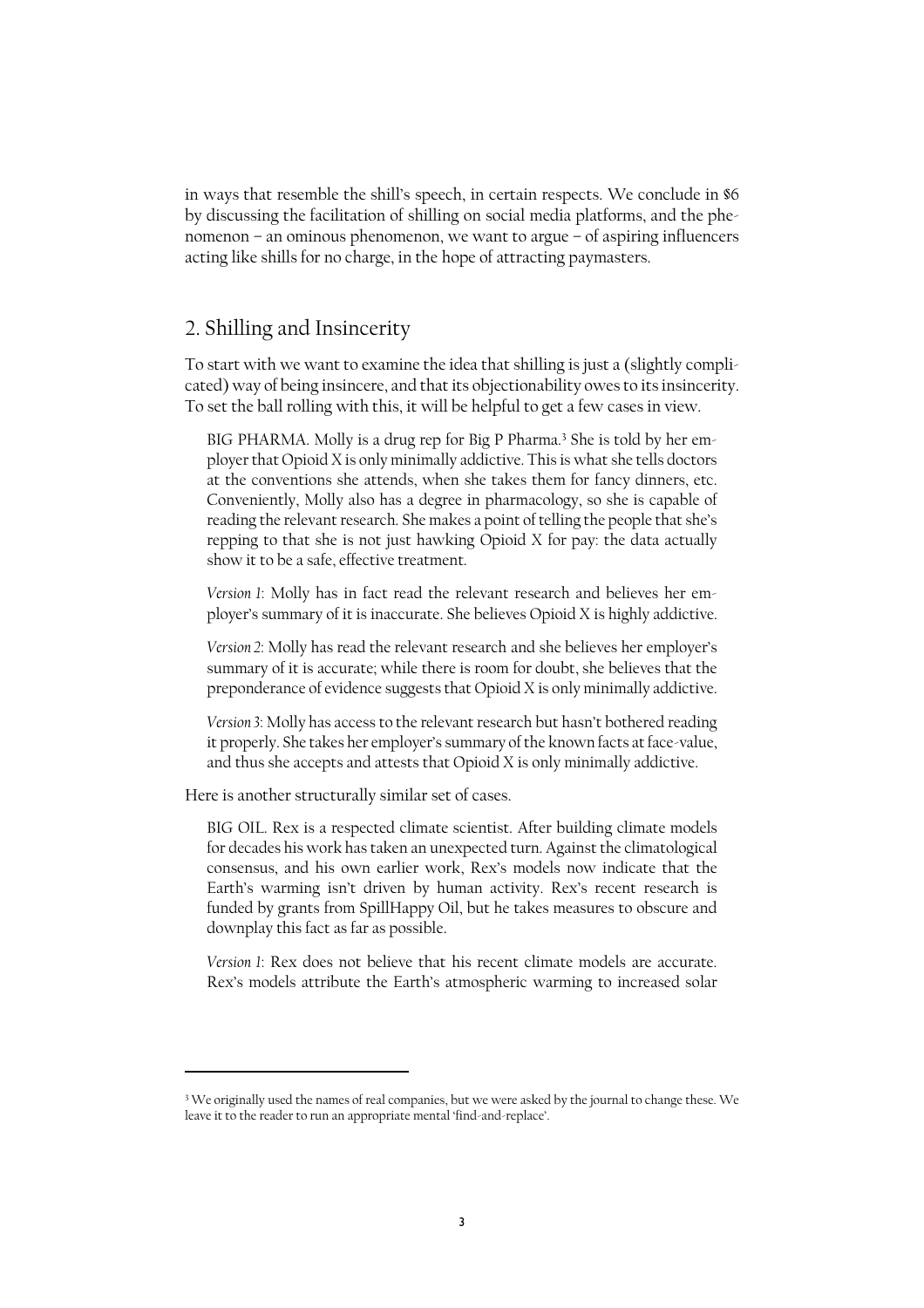in ways that resemble the shill's speech, in certain respects. We conclude in §6 by discussing the facilitation of shilling on social media platforms, and the phenomenon – an ominous phenomenon, we want to argue – of aspiring influencers acting like shills for no charge, in the hope of attracting paymasters.

## 2. Shilling and Insincerity

To start with we want to examine the idea that shilling is just a (slightly complicated) way of being insincere, and that its objectionability owes to its insincerity. To set the ball rolling with this, it will be helpful to get a few cases in view.

> BIG PHARMA. Molly is a drug rep for Big P Pharma.[3] She is told by her employer that Opioid X is only minimally addictive. This is what she tells doctors at the conventions she attends, when she takes them for fancy dinners, etc. Conveniently, Molly also has a degree in pharmacology, so she is capable of reading the relevant research. She makes a point of telling the people that she's repping to that she is not just hawking Opioid X for pay: the data actually show it to be a safe, effective treatment.
>
> *Version 1*: Molly has in fact read the relevant research and believes her employer's summary of it is inaccurate. She believes Opioid X is highly addictive.
>
> *Version 2*: Molly has read the relevant research and she believes her employer's summary of it is accurate; while there is room for doubt, she believes that the preponderance of evidence suggests that Opioid X is only minimally addictive.
>
> *Version 3*: Molly has access to the relevant research but hasn't bothered reading it properly. She takes her employer's summary of the known facts at face-value, and thus she accepts and attests that Opioid X is only minimally addictive.

Here is another structurally similar set of cases.

> BIG OIL. Rex is a respected climate scientist. After building climate models for decades his work has taken an unexpected turn. Against the climatological consensus, and his own earlier work, Rex's models now indicate that the Earth's warming isn't driven by human activity. Rex's recent research is funded by grants from SpillHappy Oil, but he takes measures to obscure and downplay this fact as far as possible.
>
> *Version 1*: Rex does not believe that his recent climate models are accurate. Rex's models attribute the Earth's atmospheric warming to increased solar

[3] We originally used the names of real companies, but we were asked by the journal to change these. We leave it to the reader to run an appropriate mental 'find-and-replace'.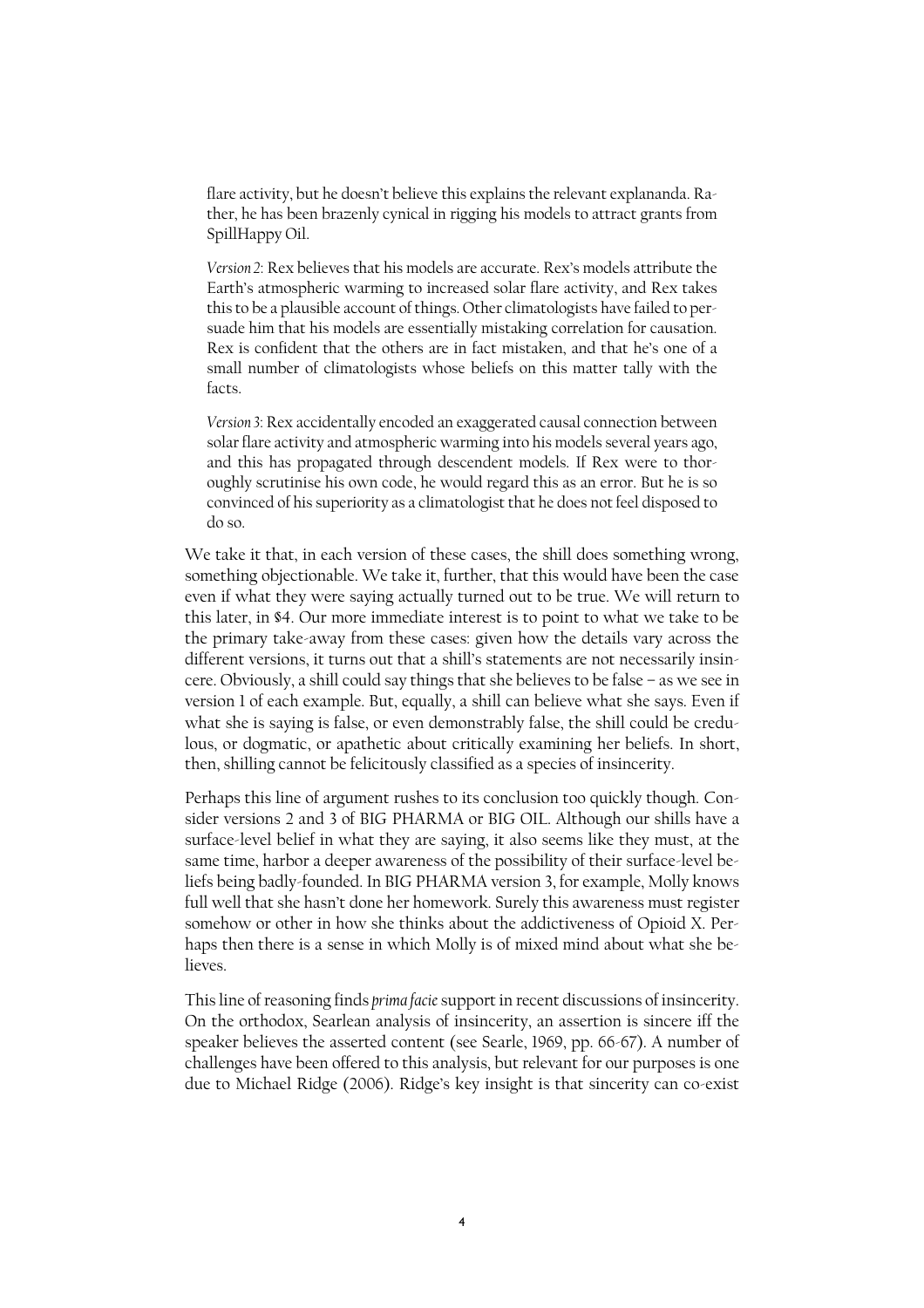flare activity, but he doesn't believe this explains the relevant explananda. Rather, he has been brazenly cynical in rigging his models to attract grants from SpillHappy Oil.

> *Version 2*: Rex believes that his models are accurate. Rex's models attribute the Earth's atmospheric warming to increased solar flare activity, and Rex takes this to be a plausible account of things. Other climatologists have failed to persuade him that his models are essentially mistaking correlation for causation. Rex is confident that the others are in fact mistaken, and that he's one of a small number of climatologists whose beliefs on this matter tally with the facts.
>
> *Version 3*: Rex accidentally encoded an exaggerated causal connection between solar flare activity and atmospheric warming into his models several years ago, and this has propagated through descendent models. If Rex were to thoroughly scrutinise his own code, he would regard this as an error. But he is so convinced of his superiority as a climatologist that he does not feel disposed to do so.

We take it that, in each version of these cases, the shill does something wrong, something objectionable. We take it, further, that this would have been the case even if what they were saying actually turned out to be true. We will return to this later, in §4. Our more immediate interest is to point to what we take to be the primary take-away from these cases: given how the details vary across the different versions, it turns out that a shill's statements are not necessarily insincere. Obviously, a shill could say things that she believes to be false – as we see in version 1 of each example. But, equally, a shill can believe what she says. Even if what she is saying is false, or even demonstrably false, the shill could be credulous, or dogmatic, or apathetic about critically examining her beliefs. In short, then, shilling cannot be felicitously classified as a species of insincerity.

Perhaps this line of argument rushes to its conclusion too quickly though. Consider versions 2 and 3 of BIG PHARMA or BIG OIL. Although our shills have a surface-level belief in what they are saying, it also seems like they must, at the same time, harbor a deeper awareness of the possibility of their surface-level beliefs being badly-founded. In BIG PHARMA version 3, for example, Molly knows full well that she hasn't done her homework. Surely this awareness must register somehow or other in how she thinks about the addictiveness of Opioid X. Perhaps then there is a sense in which Molly is of mixed mind about what she believes.

This line of reasoning finds *prima facie* support in recent discussions of insincerity. On the orthodox, Searlean analysis of insincerity, an assertion is sincere iff the speaker believes the asserted content (see Searle, 1969, pp. 66-67). A number of challenges have been offered to this analysis, but relevant for our purposes is one due to Michael Ridge (2006). Ridge's key insight is that sincerity can co-exist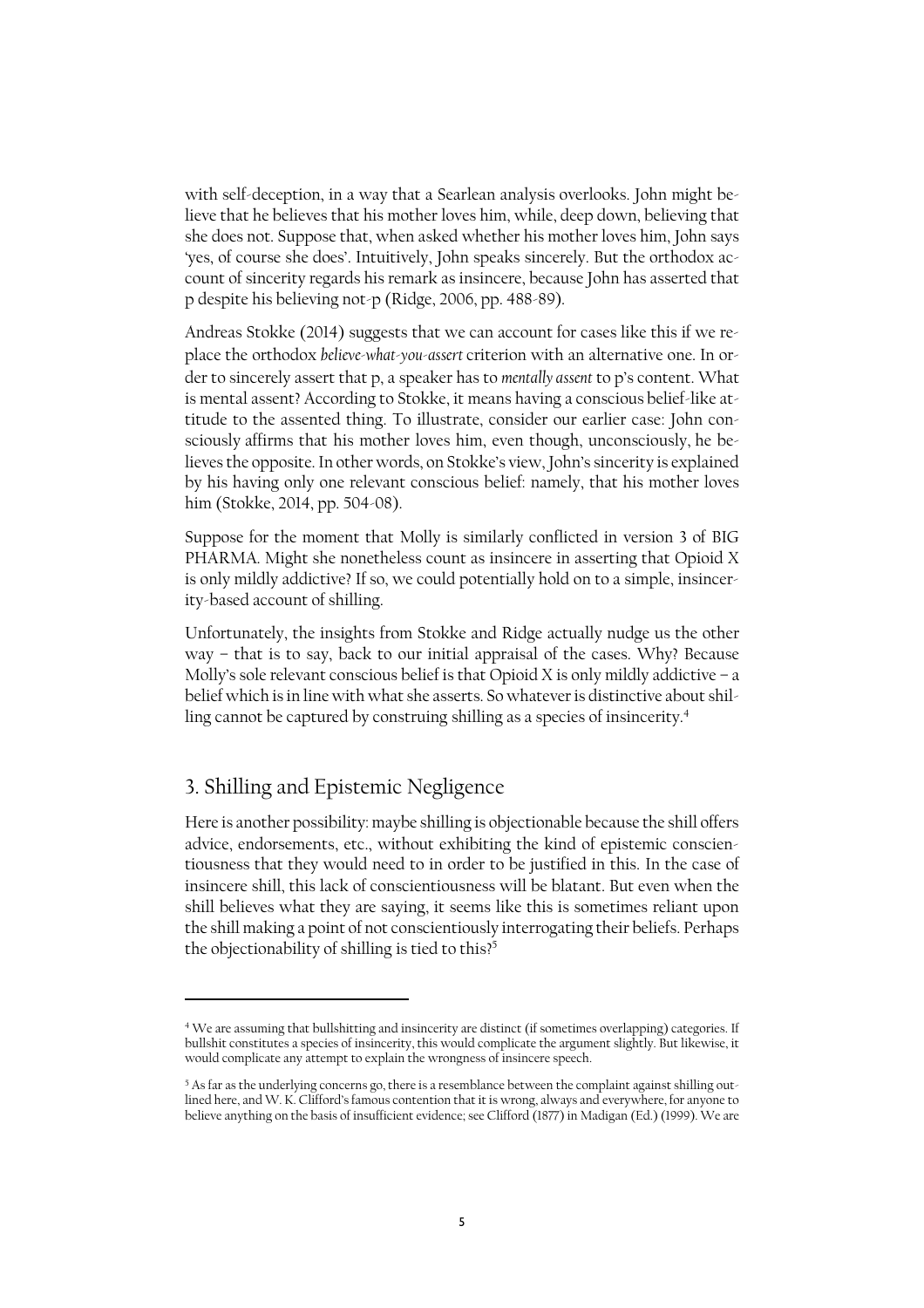with self-deception, in a way that a Searlean analysis overlooks. John might believe that he believes that his mother loves him, while, deep down, believing that she does not. Suppose that, when asked whether his mother loves him, John says 'yes, of course she does'. Intuitively, John speaks sincerely. But the orthodox account of sincerity regards his remark as insincere, because John has asserted that p despite his believing not-p (Ridge, 2006, pp. 488-89).

Andreas Stokke (2014) suggests that we can account for cases like this if we replace the orthodox *believe-what-you-assert* criterion with an alternative one. In order to sincerely assert that p, a speaker has to *mentally assent* to p's content. What is mental assent? According to Stokke, it means having a conscious belief-like attitude to the assented thing. To illustrate, consider our earlier case: John consciously affirms that his mother loves him, even though, unconsciously, he believes the opposite. In other words, on Stokke's view, John's sincerity is explained by his having only one relevant conscious belief: namely, that his mother loves him (Stokke, 2014, pp. 504-08).

Suppose for the moment that Molly is similarly conflicted in version 3 of BIG PHARMA. Might she nonetheless count as insincere in asserting that Opioid X is only mildly addictive? If so, we could potentially hold on to a simple, insincerity-based account of shilling.

Unfortunately, the insights from Stokke and Ridge actually nudge us the other way – that is to say, back to our initial appraisal of the cases. Why? Because Molly's sole relevant conscious belief is that Opioid X is only mildly addictive – a belief which is in line with what she asserts. So whatever is distinctive about shilling cannot be captured by construing shilling as a species of insincerity.[4]

## 3. Shilling and Epistemic Negligence

Here is another possibility: maybe shilling is objectionable because the shill offers advice, endorsements, etc., without exhibiting the kind of epistemic conscientiousness that they would need to in order to be justified in this. In the case of insincere shill, this lack of conscientiousness will be blatant. But even when the shill believes what they are saying, it seems like this is sometimes reliant upon the shill making a point of not conscientiously interrogating their beliefs. Perhaps the objectionability of shilling is tied to this?[5]

---

[4] We are assuming that bullshitting and insincerity are distinct (if sometimes overlapping) categories. If bullshit constitutes a species of insincerity, this would complicate the argument slightly. But likewise, it would complicate any attempt to explain the wrongness of insincere speech.

[5] As far as the underlying concerns go, there is a resemblance between the complaint against shilling outlined here, and W. K. Clifford's famous contention that it is wrong, always and everywhere, for anyone to believe anything on the basis of insufficient evidence; see Clifford (1877) in Madigan (Ed.) (1999). We are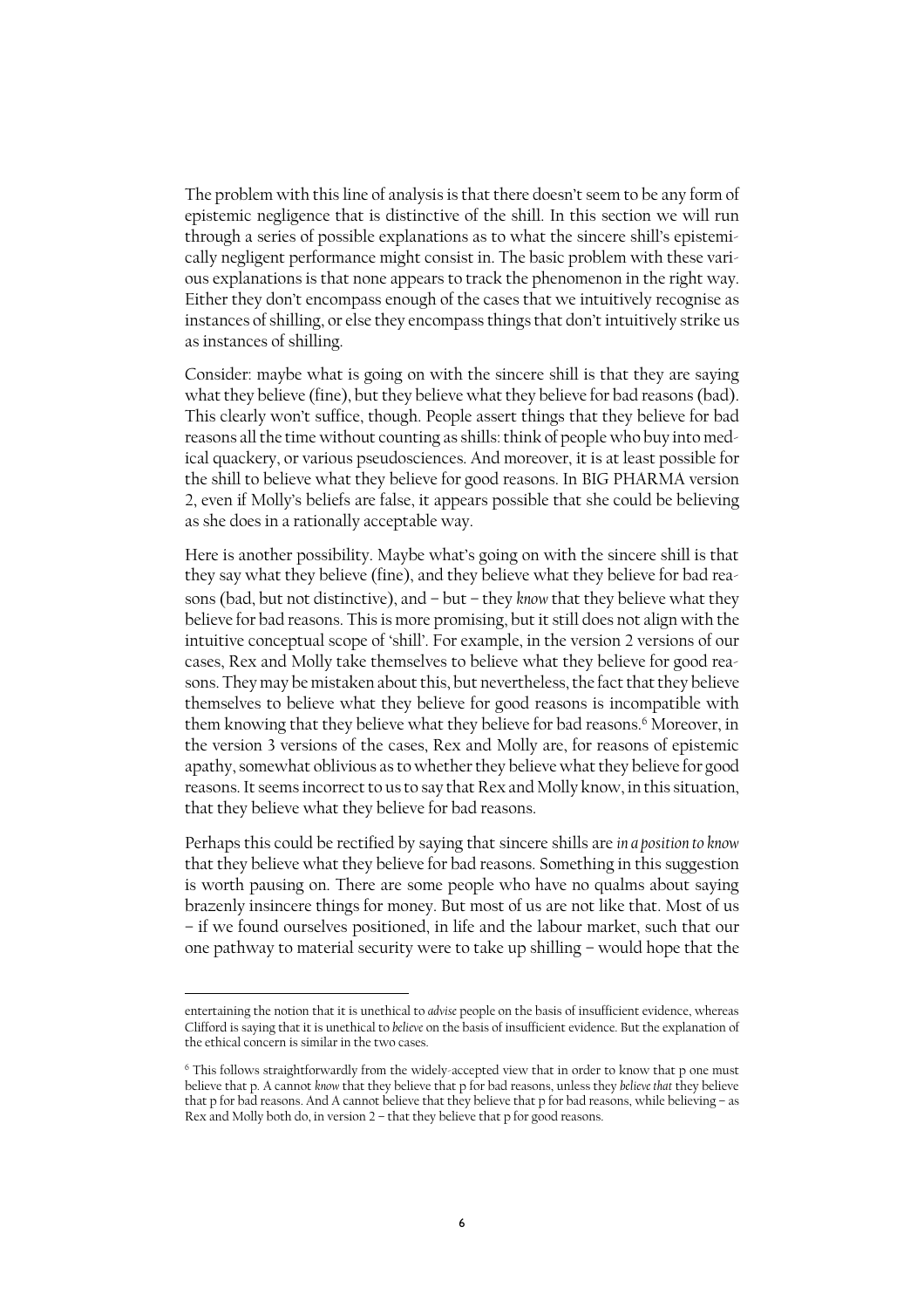The problem with this line of analysis is that there doesn't seem to be any form of epistemic negligence that is distinctive of the shill. In this section we will run through a series of possible explanations as to what the sincere shill's epistemically negligent performance might consist in. The basic problem with these various explanations is that none appears to track the phenomenon in the right way. Either they don't encompass enough of the cases that we intuitively recognise as instances of shilling, or else they encompass things that don't intuitively strike us as instances of shilling.

Consider: maybe what is going on with the sincere shill is that they are saying what they believe (fine), but they believe what they believe for bad reasons (bad). This clearly won't suffice, though. People assert things that they believe for bad reasons all the time without counting as shills: think of people who buy into medical quackery, or various pseudosciences. And moreover, it is at least possible for the shill to believe what they believe for good reasons. In BIG PHARMA version 2, even if Molly's beliefs are false, it appears possible that she could be believing as she does in a rationally acceptable way.

Here is another possibility. Maybe what's going on with the sincere shill is that they say what they believe (fine), and they believe what they believe for bad reasons (bad, but not distinctive), and – but – they *know* that they believe what they believe for bad reasons. This is more promising, but it still does not align with the intuitive conceptual scope of 'shill'. For example, in the version 2 versions of our cases, Rex and Molly take themselves to believe what they believe for good reasons. They may be mistaken about this, but nevertheless, the fact that they believe themselves to believe what they believe for good reasons is incompatible with them knowing that they believe what they believe for bad reasons.[6] Moreover, in the version 3 versions of the cases, Rex and Molly are, for reasons of epistemic apathy, somewhat oblivious as to whether they believe what they believe for good reasons. It seems incorrect to us to say that Rex and Molly know, in this situation, that they believe what they believe for bad reasons.

Perhaps this could be rectified by saying that sincere shills are *in a position to know* that they believe what they believe for bad reasons. Something in this suggestion is worth pausing on. There are some people who have no qualms about saying brazenly insincere things for money. But most of us are not like that. Most of us – if we found ourselves positioned, in life and the labour market, such that our one pathway to material security were to take up shilling – would hope that the

---

entertaining the notion that it is unethical to *advise* people on the basis of insufficient evidence, whereas Clifford is saying that it is unethical to *believe* on the basis of insufficient evidence. But the explanation of the ethical concern is similar in the two cases.

[6] This follows straightforwardly from the widely-accepted view that in order to know that p one must believe that p. A cannot *know* that they believe that p for bad reasons, unless they *believe that* they believe that p for bad reasons. And A cannot believe that they believe that p for bad reasons, while believing – as Rex and Molly both do, in version 2 – that they believe that p for good reasons.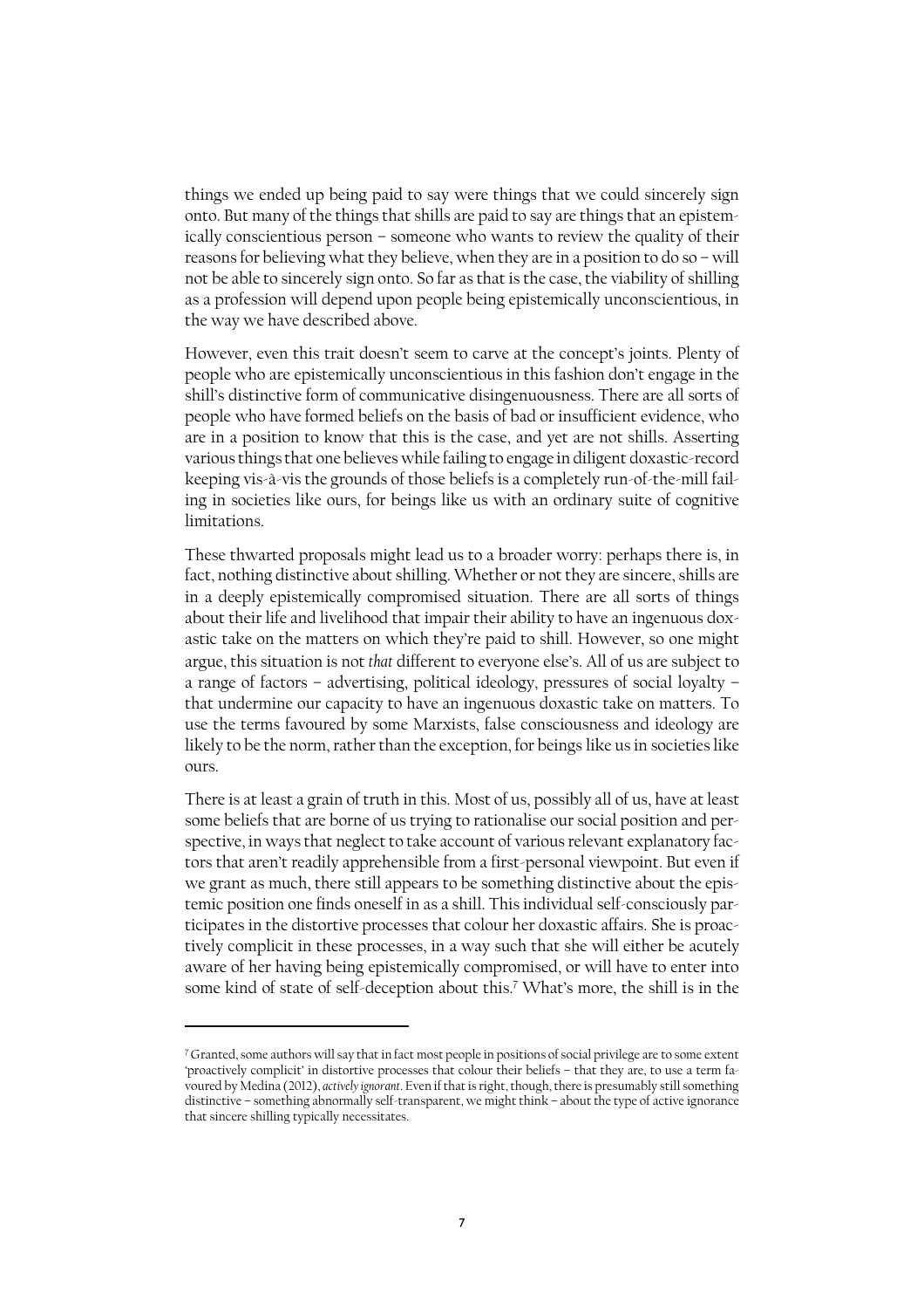things we ended up being paid to say were things that we could sincerely sign onto. But many of the things that shills are paid to say are things that an epistemically conscientious person – someone who wants to review the quality of their reasons for believing what they believe, when they are in a position to do so – will not be able to sincerely sign onto. So far as that is the case, the viability of shilling as a profession will depend upon people being epistemically unconscientious, in the way we have described above.

However, even this trait doesn't seem to carve at the concept's joints. Plenty of people who are epistemically unconscientious in this fashion don't engage in the shill's distinctive form of communicative disingenuousness. There are all sorts of people who have formed beliefs on the basis of bad or insufficient evidence, who are in a position to know that this is the case, and yet are not shills. Asserting various things that one believes while failing to engage in diligent doxastic-record keeping vis-à-vis the grounds of those beliefs is a completely run-of-the-mill failing in societies like ours, for beings like us with an ordinary suite of cognitive limitations.

These thwarted proposals might lead us to a broader worry: perhaps there is, in fact, nothing distinctive about shilling. Whether or not they are sincere, shills are in a deeply epistemically compromised situation. There are all sorts of things about their life and livelihood that impair their ability to have an ingenuous doxastic take on the matters on which they're paid to shill. However, so one might argue, this situation is not *that* different to everyone else's. All of us are subject to a range of factors – advertising, political ideology, pressures of social loyalty – that undermine our capacity to have an ingenuous doxastic take on matters. To use the terms favoured by some Marxists, false consciousness and ideology are likely to be the norm, rather than the exception, for beings like us in societies like ours.

There is at least a grain of truth in this. Most of us, possibly all of us, have at least some beliefs that are borne of us trying to rationalise our social position and perspective, in ways that neglect to take account of various relevant explanatory factors that aren't readily apprehensible from a first-personal viewpoint. But even if we grant as much, there still appears to be something distinctive about the epistemic position one finds oneself in as a shill. This individual self-consciously participates in the distortive processes that colour her doxastic affairs. She is proactively complicit in these processes, in a way such that she will either be acutely aware of her having being epistemically compromised, or will have to enter into some kind of state of self-deception about this.[7] What's more, the shill is in the

---

[7] Granted, some authors will say that in fact most people in positions of social privilege are to some extent 'proactively complicit' in distortive processes that colour their beliefs – that they are, to use a term favoured by Medina (2012), *actively ignorant*. Even if that is right, though, there is presumably still something distinctive – something abnormally self-transparent, we might think – about the type of active ignorance that sincere shilling typically necessitates.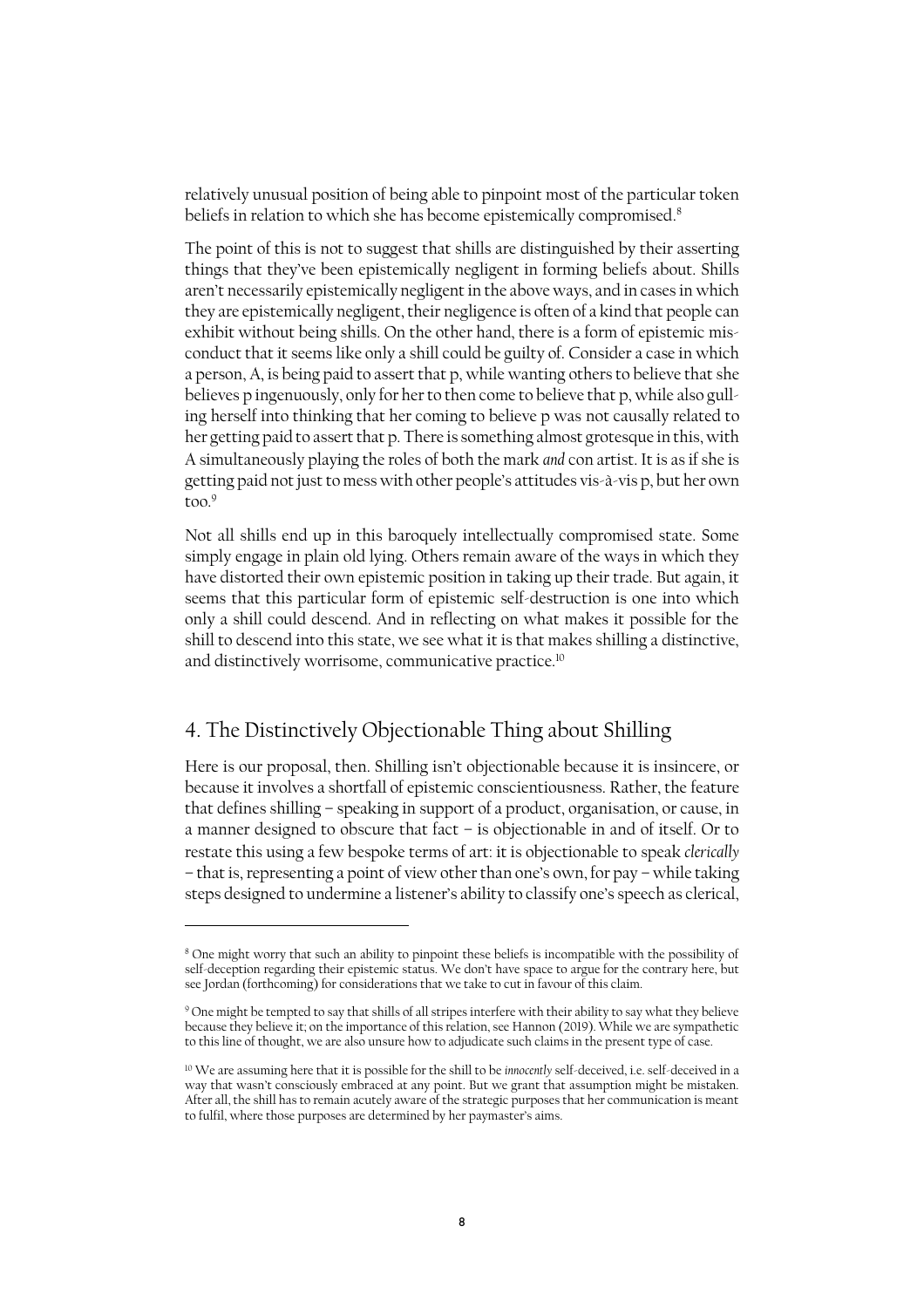relatively unusual position of being able to pinpoint most of the particular token beliefs in relation to which she has become epistemically compromised.[8]

The point of this is not to suggest that shills are distinguished by their asserting things that they've been epistemically negligent in forming beliefs about. Shills aren't necessarily epistemically negligent in the above ways, and in cases in which they are epistemically negligent, their negligence is often of a kind that people can exhibit without being shills. On the other hand, there is a form of epistemic misconduct that it seems like only a shill could be guilty of. Consider a case in which a person, A, is being paid to assert that p, while wanting others to believe that she believes p ingenuously, only for her to then come to believe that p, while also gulling herself into thinking that her coming to believe p was not causally related to her getting paid to assert that p. There is something almost grotesque in this, with A simultaneously playing the roles of both the mark *and* con artist. It is as if she is getting paid not just to mess with other people's attitudes vis-à-vis p, but her own too.[9]

Not all shills end up in this baroquely intellectually compromised state. Some simply engage in plain old lying. Others remain aware of the ways in which they have distorted their own epistemic position in taking up their trade. But again, it seems that this particular form of epistemic self-destruction is one into which only a shill could descend. And in reflecting on what makes it possible for the shill to descend into this state, we see what it is that makes shilling a distinctive, and distinctively worrisome, communicative practice.[10]

## 4. The Distinctively Objectionable Thing about Shilling

Here is our proposal, then. Shilling isn't objectionable because it is insincere, or because it involves a shortfall of epistemic conscientiousness. Rather, the feature that defines shilling – speaking in support of a product, organisation, or cause, in a manner designed to obscure that fact – is objectionable in and of itself. Or to restate this using a few bespoke terms of art: it is objectionable to speak *clerically* – that is, representing a point of view other than one's own, for pay – while taking steps designed to undermine a listener's ability to classify one's speech as clerical,

---

[8] One might worry that such an ability to pinpoint these beliefs is incompatible with the possibility of self-deception regarding their epistemic status. We don't have space to argue for the contrary here, but see Jordan (forthcoming) for considerations that we take to cut in favour of this claim.

[9] One might be tempted to say that shills of all stripes interfere with their ability to say what they believe because they believe it; on the importance of this relation, see Hannon (2019). While we are sympathetic to this line of thought, we are also unsure how to adjudicate such claims in the present type of case.

[10] We are assuming here that it is possible for the shill to be *innocently* self-deceived, i.e. self-deceived in a way that wasn't consciously embraced at any point. But we grant that assumption might be mistaken. After all, the shill has to remain acutely aware of the strategic purposes that her communication is meant to fulfil, where those purposes are determined by her paymaster's aims.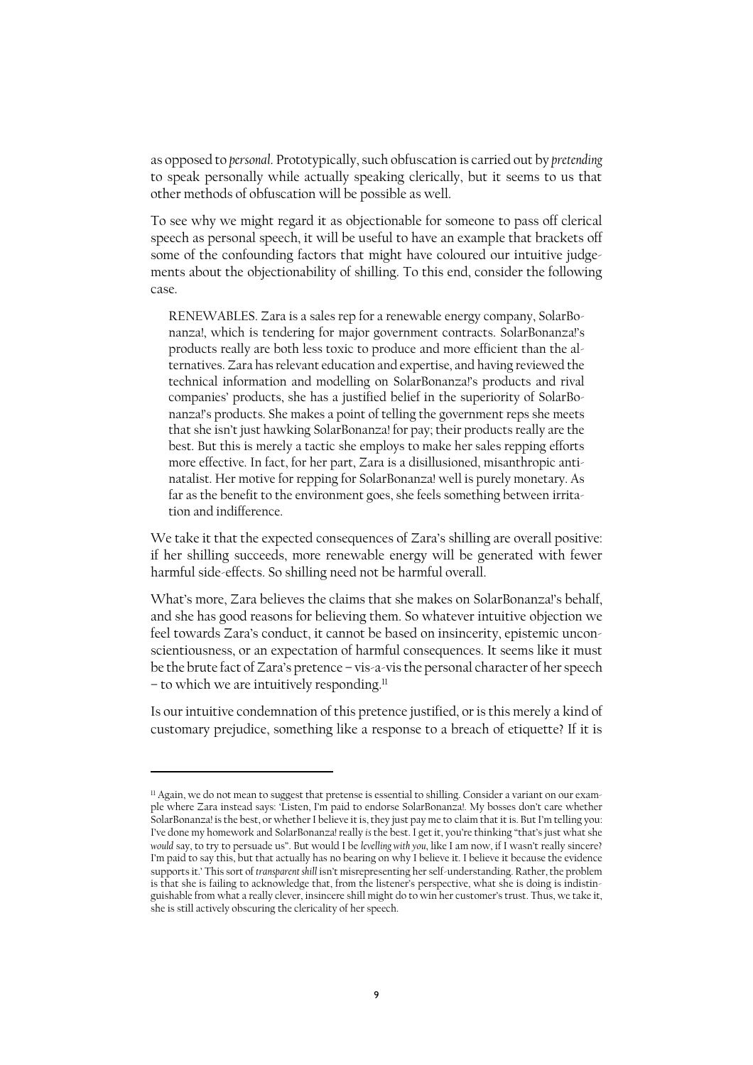as opposed to *personal*. Prototypically, such obfuscation is carried out by *pretending* to speak personally while actually speaking clerically, but it seems to us that other methods of obfuscation will be possible as well.

To see why we might regard it as objectionable for someone to pass off clerical speech as personal speech, it will be useful to have an example that brackets off some of the confounding factors that might have coloured our intuitive judgements about the objectionability of shilling. To this end, consider the following case.

> RENEWABLES. Zara is a sales rep for a renewable energy company, SolarBonanza!, which is tendering for major government contracts. SolarBonanza!'s products really are both less toxic to produce and more efficient than the alternatives. Zara has relevant education and expertise, and having reviewed the technical information and modelling on SolarBonanza!'s products and rival companies' products, she has a justified belief in the superiority of SolarBonanza!'s products. She makes a point of telling the government reps she meets that she isn't just hawking SolarBonanza! for pay; their products really are the best. But this is merely a tactic she employs to make her sales repping efforts more effective. In fact, for her part, Zara is a disillusioned, misanthropic anti-natalist. Her motive for repping for SolarBonanza! well is purely monetary. As far as the benefit to the environment goes, she feels something between irritation and indifference.

We take it that the expected consequences of Zara's shilling are overall positive: if her shilling succeeds, more renewable energy will be generated with fewer harmful side-effects. So shilling need not be harmful overall.

What's more, Zara believes the claims that she makes on SolarBonanza!'s behalf, and she has good reasons for believing them. So whatever intuitive objection we feel towards Zara's conduct, it cannot be based on insincerity, epistemic unconscientiousness, or an expectation of harmful consequences. It seems like it must be the brute fact of Zara's pretence – vis-a-vis the personal character of her speech – to which we are intuitively responding.[11]

Is our intuitive condemnation of this pretence justified, or is this merely a kind of customary prejudice, something like a response to a breach of etiquette? If it is

---

[11] Again, we do not mean to suggest that pretense is essential to shilling. Consider a variant on our example where Zara instead says: 'Listen, I'm paid to endorse SolarBonanza!. My bosses don't care whether SolarBonanza! is the best, or whether I believe it is, they just pay me to claim that it is. But I'm telling you: I've done my homework and SolarBonanza! really *is* the best. I get it, you're thinking "that's just what she *would* say, to try to persuade us". But would I be *levelling with you*, like I am now, if I wasn't really sincere? I'm paid to say this, but that actually has no bearing on why I believe it. I believe it because the evidence supports it.' This sort of *transparent shill* isn't misrepresenting her self-understanding. Rather, the problem is that she is failing to acknowledge that, from the listener's perspective, what she is doing is indistinguishable from what a really clever, insincere shill might do to win her customer's trust. Thus, we take it, she is still actively obscuring the clericality of her speech.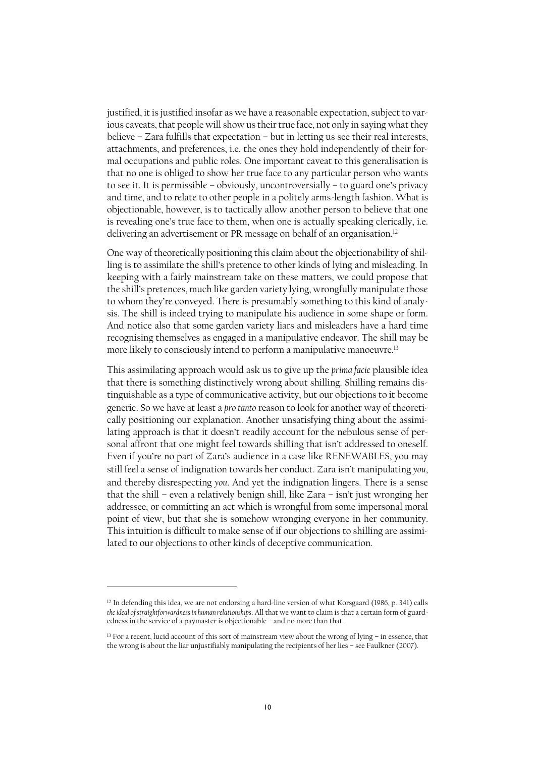justified, it is justified insofar as we have a reasonable expectation, subject to various caveats, that people will show us their true face, not only in saying what they believe – Zara fulfills that expectation – but in letting us see their real interests, attachments, and preferences, i.e. the ones they hold independently of their formal occupations and public roles. One important caveat to this generalisation is that no one is obliged to show her true face to any particular person who wants to see it. It is permissible – obviously, uncontroversially – to guard one's privacy and time, and to relate to other people in a politely arms-length fashion. What is objectionable, however, is to tactically allow another person to believe that one is revealing one's true face to them, when one is actually speaking clerically, i.e. delivering an advertisement or PR message on behalf of an organisation.[12]

One way of theoretically positioning this claim about the objectionability of shilling is to assimilate the shill's pretence to other kinds of lying and misleading. In keeping with a fairly mainstream take on these matters, we could propose that the shill's pretences, much like garden variety lying, wrongfully manipulate those to whom they're conveyed. There is presumably something to this kind of analysis. The shill is indeed trying to manipulate his audience in some shape or form. And notice also that some garden variety liars and misleaders have a hard time recognising themselves as engaged in a manipulative endeavor. The shill may be more likely to consciously intend to perform a manipulative manoeuvre.[13]

This assimilating approach would ask us to give up the *prima facie* plausible idea that there is something distinctively wrong about shilling. Shilling remains distinguishable as a type of communicative activity, but our objections to it become generic. So we have at least a *pro tanto* reason to look for another way of theoretically positioning our explanation. Another unsatisfying thing about the assimilating approach is that it doesn't readily account for the nebulous sense of personal affront that one might feel towards shilling that isn't addressed to oneself. Even if you're no part of Zara's audience in a case like RENEWABLES, you may still feel a sense of indignation towards her conduct. Zara isn't manipulating *you*, and thereby disrespecting *you*. And yet the indignation lingers. There is a sense that the shill – even a relatively benign shill, like Zara – isn't just wronging her addressee, or committing an act which is wrongful from some impersonal moral point of view, but that she is somehow wronging everyone in her community. This intuition is difficult to make sense of if our objections to shilling are assimilated to our objections to other kinds of deceptive communication.

---

[12] In defending this idea, we are not endorsing a hard-line version of what Korsgaard (1986, p. 341) calls *the ideal of straightforwardness in human relationships*. All that we want to claim is that a certain form of guardedness in the service of a paymaster is objectionable – and no more than that.

[13] For a recent, lucid account of this sort of mainstream view about the wrong of lying – in essence, that the wrong is about the liar unjustifiably manipulating the recipients of her lies – see Faulkner (2007).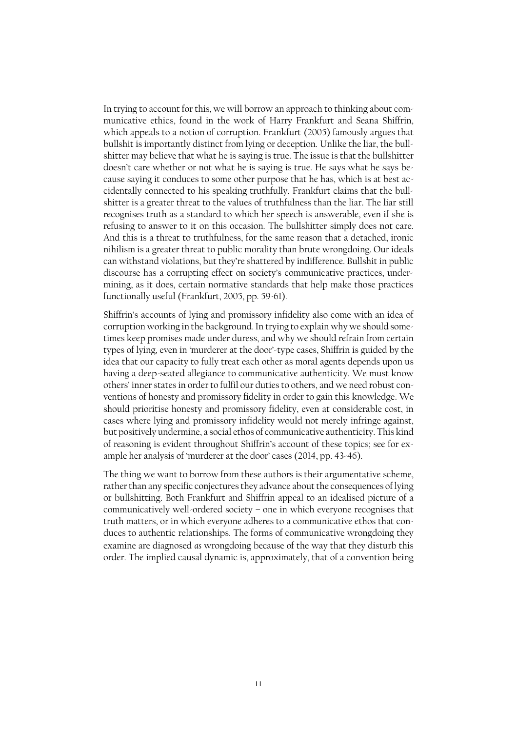In trying to account for this, we will borrow an approach to thinking about communicative ethics, found in the work of Harry Frankfurt and Seana Shiffrin, which appeals to a notion of corruption. Frankfurt (2005) famously argues that bullshit is importantly distinct from lying or deception. Unlike the liar, the bullshitter may believe that what he is saying is true. The issue is that the bullshitter doesn't care whether or not what he is saying is true. He says what he says because saying it conduces to some other purpose that he has, which is at best accidentally connected to his speaking truthfully. Frankfurt claims that the bullshitter is a greater threat to the values of truthfulness than the liar. The liar still recognises truth as a standard to which her speech is answerable, even if she is refusing to answer to it on this occasion. The bullshitter simply does not care. And this is a threat to truthfulness, for the same reason that a detached, ironic nihilism is a greater threat to public morality than brute wrongdoing. Our ideals can withstand violations, but they're shattered by indifference. Bullshit in public discourse has a corrupting effect on society's communicative practices, undermining, as it does, certain normative standards that help make those practices functionally useful (Frankfurt, 2005, pp. 59-61).

Shiffrin's accounts of lying and promissory infidelity also come with an idea of corruption working in the background. In trying to explain why we should sometimes keep promises made under duress, and why we should refrain from certain types of lying, even in 'murderer at the door'-type cases, Shiffrin is guided by the idea that our capacity to fully treat each other as moral agents depends upon us having a deep-seated allegiance to communicative authenticity. We must know others' inner states in order to fulfil our duties to others, and we need robust conventions of honesty and promissory fidelity in order to gain this knowledge. We should prioritise honesty and promissory fidelity, even at considerable cost, in cases where lying and promissory infidelity would not merely infringe against, but positively undermine, a social ethos of communicative authenticity. This kind of reasoning is evident throughout Shiffrin's account of these topics; see for example her analysis of 'murderer at the door' cases (2014, pp. 43-46).

The thing we want to borrow from these authors is their argumentative scheme, rather than any specific conjectures they advance about the consequences of lying or bullshitting. Both Frankfurt and Shiffrin appeal to an idealised picture of a communicatively well-ordered society – one in which everyone recognises that truth matters, or in which everyone adheres to a communicative ethos that conduces to authentic relationships. The forms of communicative wrongdoing they examine are diagnosed *as* wrongdoing because of the way that they disturb this order. The implied causal dynamic is, approximately, that of a convention being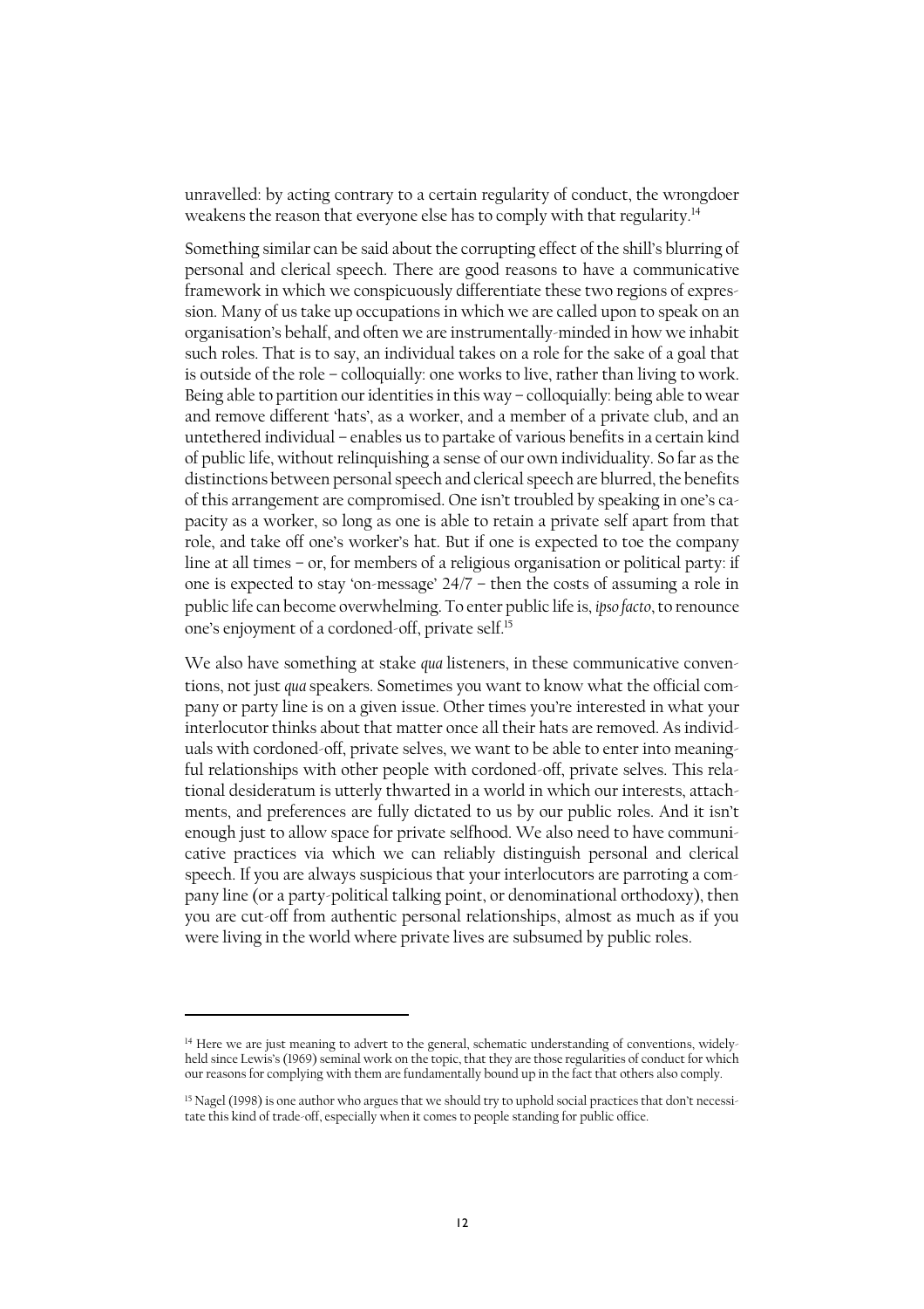unravelled: by acting contrary to a certain regularity of conduct, the wrongdoer weakens the reason that everyone else has to comply with that regularity.[14]

Something similar can be said about the corrupting effect of the shill's blurring of personal and clerical speech. There are good reasons to have a communicative framework in which we conspicuously differentiate these two regions of expression. Many of us take up occupations in which we are called upon to speak on an organisation's behalf, and often we are instrumentally-minded in how we inhabit such roles. That is to say, an individual takes on a role for the sake of a goal that is outside of the role – colloquially: one works to live, rather than living to work. Being able to partition our identities in this way – colloquially: being able to wear and remove different 'hats', as a worker, and a member of a private club, and an untethered individual – enables us to partake of various benefits in a certain kind of public life, without relinquishing a sense of our own individuality. So far as the distinctions between personal speech and clerical speech are blurred, the benefits of this arrangement are compromised. One isn't troubled by speaking in one's capacity as a worker, so long as one is able to retain a private self apart from that role, and take off one's worker's hat. But if one is expected to toe the company line at all times – or, for members of a religious organisation or political party: if one is expected to stay 'on-message' 24/7 – then the costs of assuming a role in public life can become overwhelming. To enter public life is, *ipso facto*, to renounce one's enjoyment of a cordoned-off, private self.[15]

We also have something at stake *qua* listeners, in these communicative conventions, not just *qua* speakers. Sometimes you want to know what the official company or party line is on a given issue. Other times you're interested in what your interlocutor thinks about that matter once all their hats are removed. As individuals with cordoned-off, private selves, we want to be able to enter into meaningful relationships with other people with cordoned-off, private selves. This relational desideratum is utterly thwarted in a world in which our interests, attachments, and preferences are fully dictated to us by our public roles. And it isn't enough just to allow space for private selfhood. We also need to have communicative practices via which we can reliably distinguish personal and clerical speech. If you are always suspicious that your interlocutors are parroting a company line (or a party-political talking point, or denominational orthodoxy), then you are cut-off from authentic personal relationships, almost as much as if you were living in the world where private lives are subsumed by public roles.

---

[14] Here we are just meaning to advert to the general, schematic understanding of conventions, widely-held since Lewis's (1969) seminal work on the topic, that they are those regularities of conduct for which our reasons for complying with them are fundamentally bound up in the fact that others also comply.

[15] Nagel (1998) is one author who argues that we should try to uphold social practices that don't necessitate this kind of trade-off, especially when it comes to people standing for public office.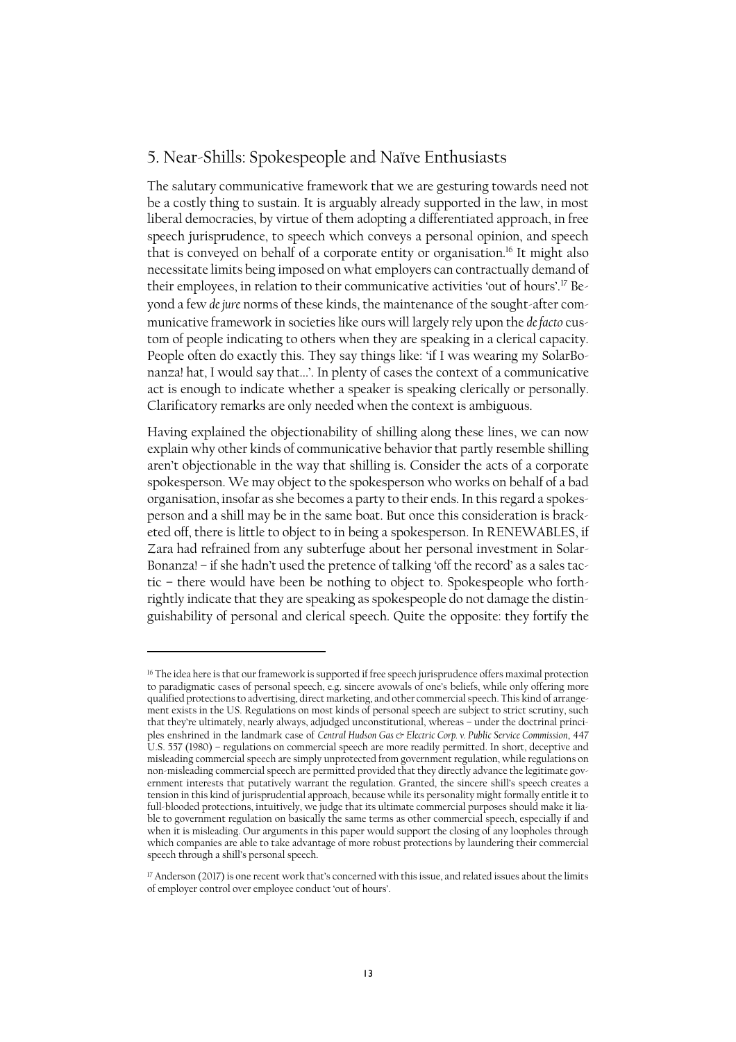## 5. Near-Shills: Spokespeople and Naïve Enthusiasts

The salutary communicative framework that we are gesturing towards need not be a costly thing to sustain. It is arguably already supported in the law, in most liberal democracies, by virtue of them adopting a differentiated approach, in free speech jurisprudence, to speech which conveys a personal opinion, and speech that is conveyed on behalf of a corporate entity or organisation.[16] It might also necessitate limits being imposed on what employers can contractually demand of their employees, in relation to their communicative activities 'out of hours'.[17] Beyond a few *de jure* norms of these kinds, the maintenance of the sought-after communicative framework in societies like ours will largely rely upon the *de facto* custom of people indicating to others when they are speaking in a clerical capacity. People often do exactly this. They say things like: 'if I was wearing my SolarBonanza! hat, I would say that…'. In plenty of cases the context of a communicative act is enough to indicate whether a speaker is speaking clerically or personally. Clarificatory remarks are only needed when the context is ambiguous.

Having explained the objectionability of shilling along these lines, we can now explain why other kinds of communicative behavior that partly resemble shilling aren't objectionable in the way that shilling is. Consider the acts of a corporate spokesperson. We may object to the spokesperson who works on behalf of a bad organisation, insofar as she becomes a party to their ends. In this regard a spokesperson and a shill may be in the same boat. But once this consideration is bracketed off, there is little to object to in being a spokesperson. In RENEWABLES, if Zara had refrained from any subterfuge about her personal investment in SolarBonanza! – if she hadn't used the pretence of talking 'off the record' as a sales tactic – there would have been be nothing to object to. Spokespeople who forthrightly indicate that they are speaking as spokespeople do not damage the distinguishability of personal and clerical speech. Quite the opposite: they fortify the

---

[16] The idea here is that our framework is supported if free speech jurisprudence offers maximal protection to paradigmatic cases of personal speech, e.g. sincere avowals of one's beliefs, while only offering more qualified protections to advertising, direct marketing, and other commercial speech. This kind of arrangement exists in the US. Regulations on most kinds of personal speech are subject to strict scrutiny, such that they're ultimately, nearly always, adjudged unconstitutional, whereas – under the doctrinal principles enshrined in the landmark case of *Central Hudson Gas & Electric Corp. v. Public Service Commission*, 447 U.S. 557 (1980) – regulations on commercial speech are more readily permitted. In short, deceptive and misleading commercial speech are simply unprotected from government regulation, while regulations on non-misleading commercial speech are permitted provided that they directly advance the legitimate government interests that putatively warrant the regulation. Granted, the sincere shill's speech creates a tension in this kind of jurisprudential approach, because while its personality might formally entitle it to full-blooded protections, intuitively, we judge that its ultimate commercial purposes should make it liable to government regulation on basically the same terms as other commercial speech, especially if and when it is misleading. Our arguments in this paper would support the closing of any loopholes through which companies are able to take advantage of more robust protections by laundering their commercial speech through a shill's personal speech.

[17] Anderson (2017) is one recent work that's concerned with this issue, and related issues about the limits of employer control over employee conduct 'out of hours'.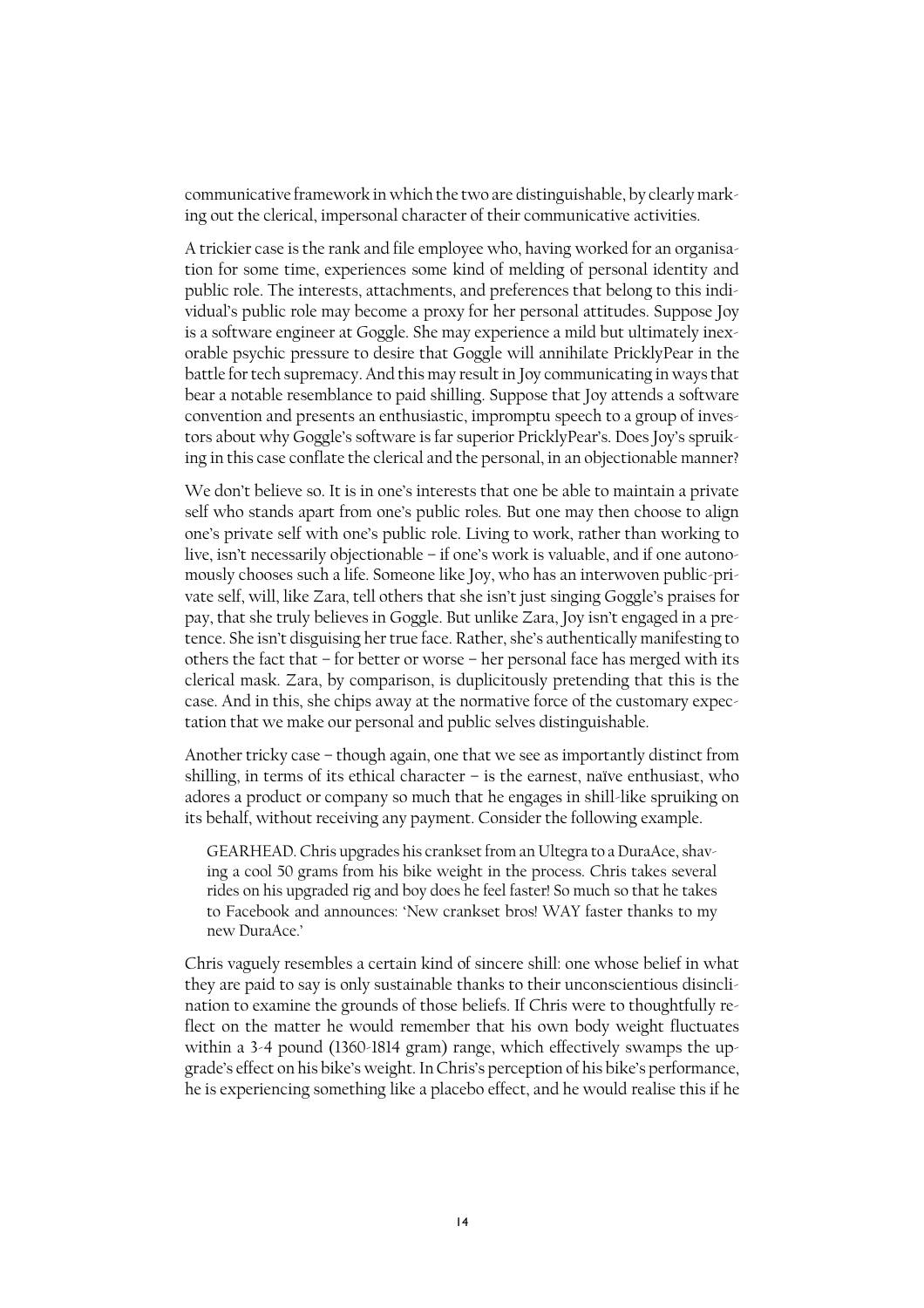communicative framework in which the two are distinguishable, by clearly marking out the clerical, impersonal character of their communicative activities.

A trickier case is the rank and file employee who, having worked for an organisation for some time, experiences some kind of melding of personal identity and public role. The interests, attachments, and preferences that belong to this individual's public role may become a proxy for her personal attitudes. Suppose Joy is a software engineer at Goggle. She may experience a mild but ultimately inexorable psychic pressure to desire that Goggle will annihilate PricklyPear in the battle for tech supremacy. And this may result in Joy communicating in ways that bear a notable resemblance to paid shilling. Suppose that Joy attends a software convention and presents an enthusiastic, impromptu speech to a group of investors about why Goggle's software is far superior PricklyPear's. Does Joy's spruiking in this case conflate the clerical and the personal, in an objectionable manner?

We don't believe so. It is in one's interests that one be able to maintain a private self who stands apart from one's public roles. But one may then choose to align one's private self with one's public role. Living to work, rather than working to live, isn't necessarily objectionable – if one's work is valuable, and if one autonomously chooses such a life. Someone like Joy, who has an interwoven public-private self, will, like Zara, tell others that she isn't just singing Goggle's praises for pay, that she truly believes in Goggle. But unlike Zara, Joy isn't engaged in a pretence. She isn't disguising her true face. Rather, she's authentically manifesting to others the fact that – for better or worse – her personal face has merged with its clerical mask. Zara, by comparison, is duplicitously pretending that this is the case. And in this, she chips away at the normative force of the customary expectation that we make our personal and public selves distinguishable.

Another tricky case – though again, one that we see as importantly distinct from shilling, in terms of its ethical character – is the earnest, naïve enthusiast, who adores a product or company so much that he engages in shill-like spruiking on its behalf, without receiving any payment. Consider the following example.

> GEARHEAD. Chris upgrades his crankset from an Ultegra to a DuraAce, shaving a cool 50 grams from his bike weight in the process. Chris takes several rides on his upgraded rig and boy does he feel faster! So much so that he takes to Facebook and announces: 'New crankset bros! WAY faster thanks to my new DuraAce.'

Chris vaguely resembles a certain kind of sincere shill: one whose belief in what they are paid to say is only sustainable thanks to their unconscientious disinclination to examine the grounds of those beliefs. If Chris were to thoughtfully reflect on the matter he would remember that his own body weight fluctuates within a 3-4 pound (1360-1814 gram) range, which effectively swamps the upgrade's effect on his bike's weight. In Chris's perception of his bike's performance, he is experiencing something like a placebo effect, and he would realise this if he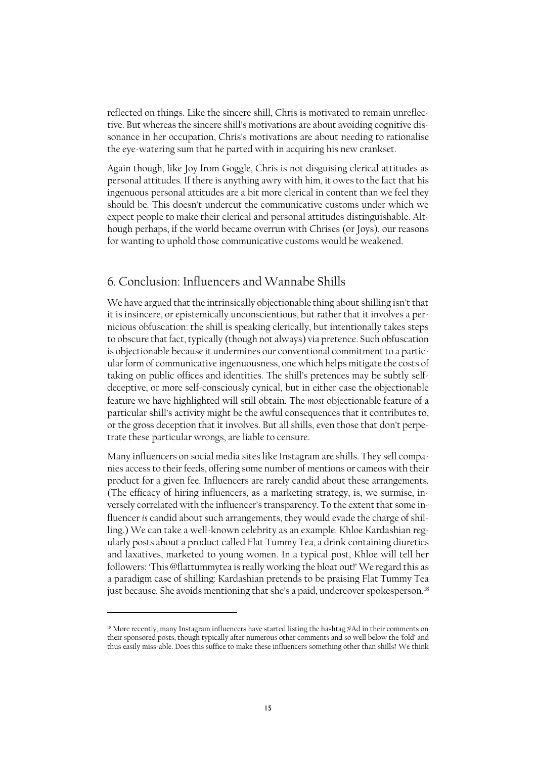reflected on things. Like the sincere shill, Chris is motivated to remain unreflective. But whereas the sincere shill's motivations are about avoiding cognitive dissonance in her occupation, Chris's motivations are about needing to rationalise the eye-watering sum that he parted with in acquiring his new crankset.

Again though, like Joy from Goggle, Chris is not disguising clerical attitudes as personal attitudes. If there is anything awry with him, it owes to the fact that his ingenuous personal attitudes are a bit more clerical in content than we feel they should be. This doesn't undercut the communicative customs under which we expect people to make their clerical and personal attitudes distinguishable. Although perhaps, if the world became overrun with Chrises (or Joys), our reasons for wanting to uphold those communicative customs would be weakened.

## 6. Conclusion: Influencers and Wannabe Shills

We have argued that the intrinsically objectionable thing about shilling isn't that it is insincere, or epistemically unconscientious, but rather that it involves a pernicious obfuscation: the shill is speaking clerically, but intentionally takes steps to obscure that fact, typically (though not always) via pretence. Such obfuscation is objectionable because it undermines our conventional commitment to a particular form of communicative ingenuousness, one which helps mitigate the costs of taking on public offices and identities. The shill's pretences may be subtly self-deceptive, or more self-consciously cynical, but in either case the objectionable feature we have highlighted will still obtain. The *most* objectionable feature of a particular shill's activity might be the awful consequences that it contributes to, or the gross deception that it involves. But all shills, even those that don't perpetrate these particular wrongs, are liable to censure.

Many influencers on social media sites like Instagram are shills. They sell companies access to their feeds, offering some number of mentions or cameos with their product for a given fee. Influencers are rarely candid about these arrangements. (The efficacy of hiring influencers, as a marketing strategy, is, we surmise, inversely correlated with the influencer's transparency. To the extent that some influencer *is* candid about such arrangements, they would evade the charge of shilling.) We can take a well-known celebrity as an example. Khloe Kardashian regularly posts about a product called Flat Tummy Tea, a drink containing diuretics and laxatives, marketed to young women. In a typical post, Khloe will tell her followers: 'This @flattummytea is really working the bloat out!' We regard this as a paradigm case of shilling: Kardashian pretends to be praising Flat Tummy Tea just because. She avoids mentioning that she's a paid, undercover spokesperson.[18]

---

[18] More recently, many Instagram influencers have started listing the hashtag #Ad in their comments on their sponsored posts, though typically after numerous other comments and so well below the 'fold' and thus easily miss-able. Does this suffice to make these influencers something other than shills? We think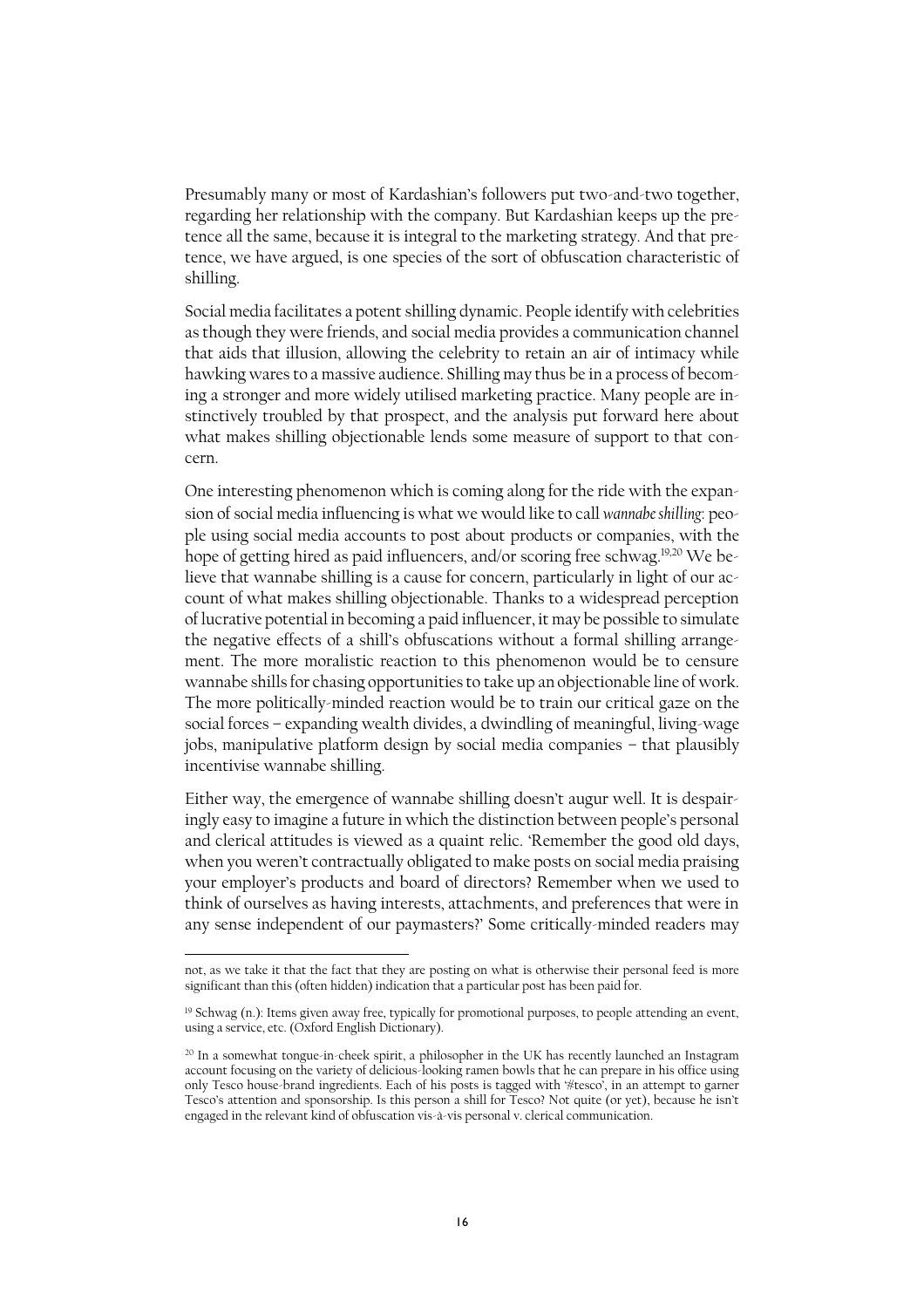Presumably many or most of Kardashian's followers put two-and-two together, regarding her relationship with the company. But Kardashian keeps up the pretence all the same, because it is integral to the marketing strategy. And that pretence, we have argued, is one species of the sort of obfuscation characteristic of shilling.

Social media facilitates a potent shilling dynamic. People identify with celebrities as though they were friends, and social media provides a communication channel that aids that illusion, allowing the celebrity to retain an air of intimacy while hawking wares to a massive audience. Shilling may thus be in a process of becoming a stronger and more widely utilised marketing practice. Many people are instinctively troubled by that prospect, and the analysis put forward here about what makes shilling objectionable lends some measure of support to that concern.

One interesting phenomenon which is coming along for the ride with the expansion of social media influencing is what we would like to call *wannabe shilling*: people using social media accounts to post about products or companies, with the hope of getting hired as paid influencers, and/or scoring free schwag.[19,20] We believe that wannabe shilling is a cause for concern, particularly in light of our account of what makes shilling objectionable. Thanks to a widespread perception of lucrative potential in becoming a paid influencer, it may be possible to simulate the negative effects of a shill's obfuscations without a formal shilling arrangement. The more moralistic reaction to this phenomenon would be to censure wannabe shills for chasing opportunities to take up an objectionable line of work. The more politically-minded reaction would be to train our critical gaze on the social forces – expanding wealth divides, a dwindling of meaningful, living-wage jobs, manipulative platform design by social media companies – that plausibly incentivise wannabe shilling.

Either way, the emergence of wannabe shilling doesn't augur well. It is despairingly easy to imagine a future in which the distinction between people's personal and clerical attitudes is viewed as a quaint relic. 'Remember the good old days, when you weren't contractually obligated to make posts on social media praising your employer's products and board of directors? Remember when we used to think of ourselves as having interests, attachments, and preferences that were in any sense independent of our paymasters?' Some critically-minded readers may

---

not, as we take it that the fact that they are posting on what is otherwise their personal feed is more significant than this (often hidden) indication that a particular post has been paid for.

[19] Schwag (n.): Items given away free, typically for promotional purposes, to people attending an event, using a service, etc. (Oxford English Dictionary).

[20] In a somewhat tongue-in-cheek spirit, a philosopher in the UK has recently launched an Instagram account focusing on the variety of delicious-looking ramen bowls that he can prepare in his office using only Tesco house-brand ingredients. Each of his posts is tagged with '#tesco', in an attempt to garner Tesco's attention and sponsorship. Is this person a shill for Tesco? Not quite (or yet), because he isn't engaged in the relevant kind of obfuscation vis-à-vis personal v. clerical communication.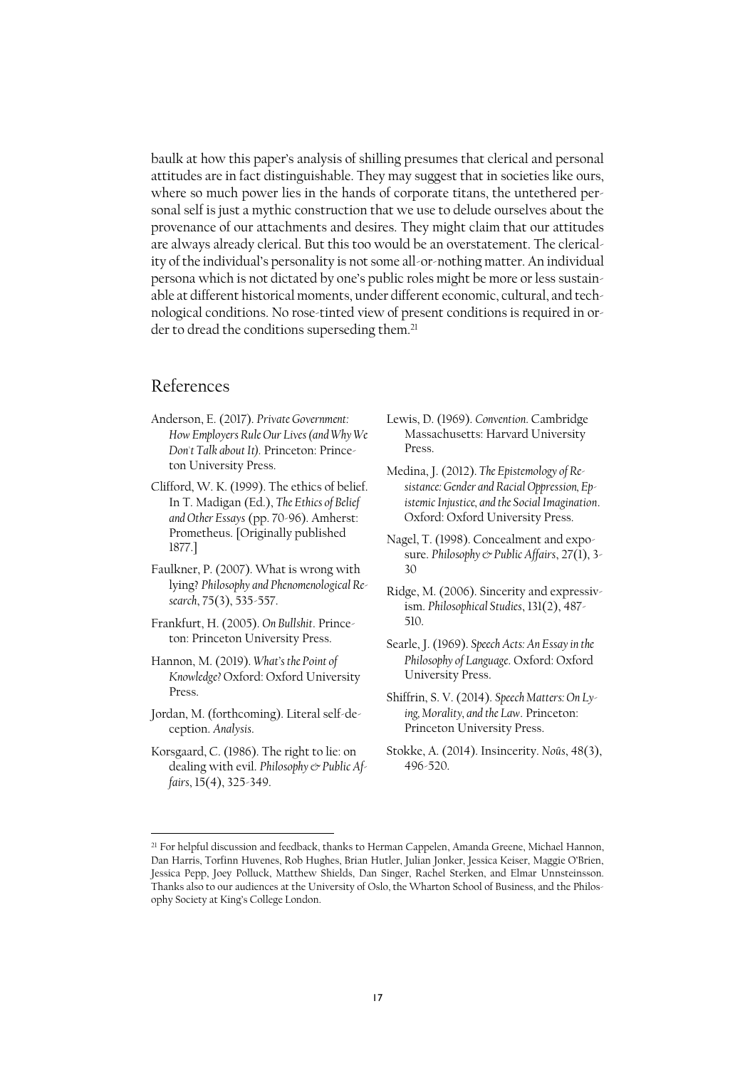baulk at how this paper's analysis of shilling presumes that clerical and personal attitudes are in fact distinguishable. They may suggest that in societies like ours, where so much power lies in the hands of corporate titans, the untethered personal self is just a mythic construction that we use to delude ourselves about the provenance of our attachments and desires. They might claim that our attitudes are always already clerical. But this too would be an overstatement. The clericality of the individual's personality is not some all-or-nothing matter. An individual persona which is not dictated by one's public roles might be more or less sustainable at different historical moments, under different economic, cultural, and technological conditions. No rose-tinted view of present conditions is required in order to dread the conditions superseding them.[21]

## References

Anderson, E. (2017). *Private Government: How Employers Rule Our Lives (and Why We Don't Talk about It)*. Princeton: Princeton University Press.

Clifford, W. K. (1999). The ethics of belief. In T. Madigan (Ed.), *The Ethics of Belief and Other Essays* (pp. 70-96). Amherst: Prometheus. [Originally published 1877.]

Faulkner, P. (2007). What is wrong with lying? *Philosophy and Phenomenological Research*, 75(3), 535-557.

Frankfurt, H. (2005). *On Bullshit*. Princeton: Princeton University Press.

Hannon, M. (2019). *What's the Point of Knowledge?* Oxford: Oxford University Press.

Jordan, M. (forthcoming). Literal self-deception. *Analysis*.

Korsgaard, C. (1986). The right to lie: on dealing with evil. *Philosophy & Public Affairs*, 15(4), 325-349.

Lewis, D. (1969). *Convention*. Cambridge Massachusetts: Harvard University Press.

Medina, J. (2012). *The Epistemology of Resistance: Gender and Racial Oppression, Epistemic Injustice, and the Social Imagination*. Oxford: Oxford University Press.

Nagel, T. (1998). Concealment and exposure. *Philosophy & Public Affairs*, 27(1), 3-30

Ridge, M. (2006). Sincerity and expressivism. *Philosophical Studies*, 131(2), 487-510.

Searle, J. (1969). *Speech Acts: An Essay in the Philosophy of Language*. Oxford: Oxford University Press.

Shiffrin, S. V. (2014). *Speech Matters: On Lying, Morality, and the Law*. Princeton: Princeton University Press.

Stokke, A. (2014). Insincerity. *Noûs*, 48(3), 496-520.

[21] For helpful discussion and feedback, thanks to Herman Cappelen, Amanda Greene, Michael Hannon, Dan Harris, Torfinn Huvenes, Rob Hughes, Brian Hutler, Julian Jonker, Jessica Keiser, Maggie O'Brien, Jessica Pepp, Joey Polluck, Matthew Shields, Dan Singer, Rachel Sterken, and Elmar Unnsteinsson. Thanks also to our audiences at the University of Oslo, the Wharton School of Business, and the Philosophy Society at King's College London.